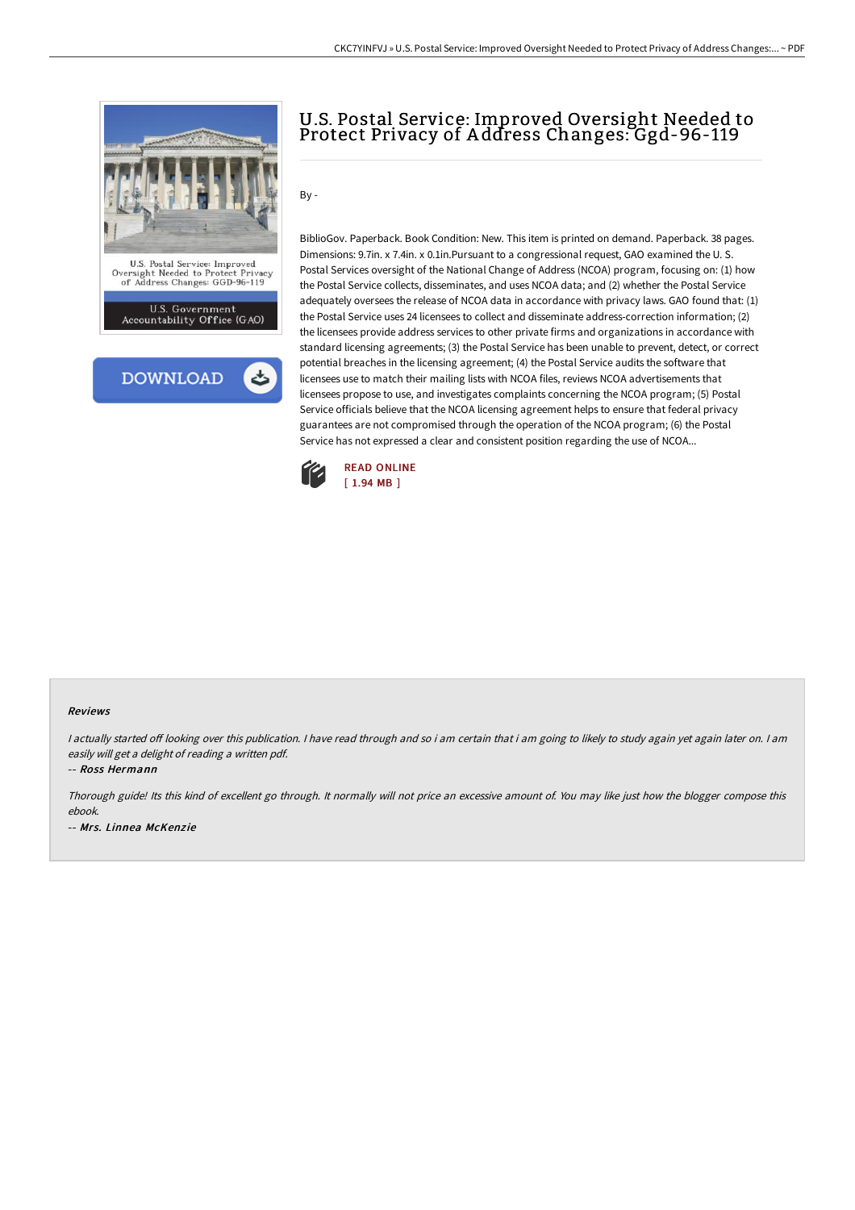# U.S. Postal Service: Improved Oversight Needed to Protect Privacy of Address Changes: Ggd-96-119

By -

BiblioGov. Paperback. Book Condition: New. This item is printed on demand. Paperback. 38 pages. Dimensions: 9.7in. x 7.4in. x 0.1in.Pursuant to a congressional request, GAO examined the U. S. Postal Services oversight of the National Change of Address (NCOA) program, focusing on: (1) how the Postal Service collects, disseminates, and uses NCOA data; and (2) whether the Postal Service adequately oversees the release of NCOA data in accordance with privacy laws. GAO found that: (1) the Postal Service uses 24 licensees to collect and disseminate address-correction information; (2) the licensees provide address services to other private firms and organizations in accordance with standard licensing agreements; (3) the Postal Service has been unable to prevent, detect, or correct potential breaches in the licensing agreement; (4) the Postal Service audits the software that licensees use to match their mailing lists with NCOA files, reviews NCOA advertisements that licensees propose to use, and investigates complaints concerning the NCOA program; (5) Postal Service officials believe that the NCOA licensing agreement helps to ensure that federal privacy guarantees are not compromised through the operation of the NCOA program; (6) the Postal Service has not expressed a clear and consistent position regarding the use of NCOA...

READ ONLINE
[ 1.94 MB ]

## Reviews

*I actually started off looking over this publication. I have read through and so i am certain that i am going to likely to study again yet again later on. I am easily will get a delight of reading a written pdf.*

-- *Ross Hermann*

*Thorough guide! Its this kind of excellent go through. It normally will not price an excessive amount of. You may like just how the blogger compose this ebook.*

-- *Mrs. Linnea McKenzie*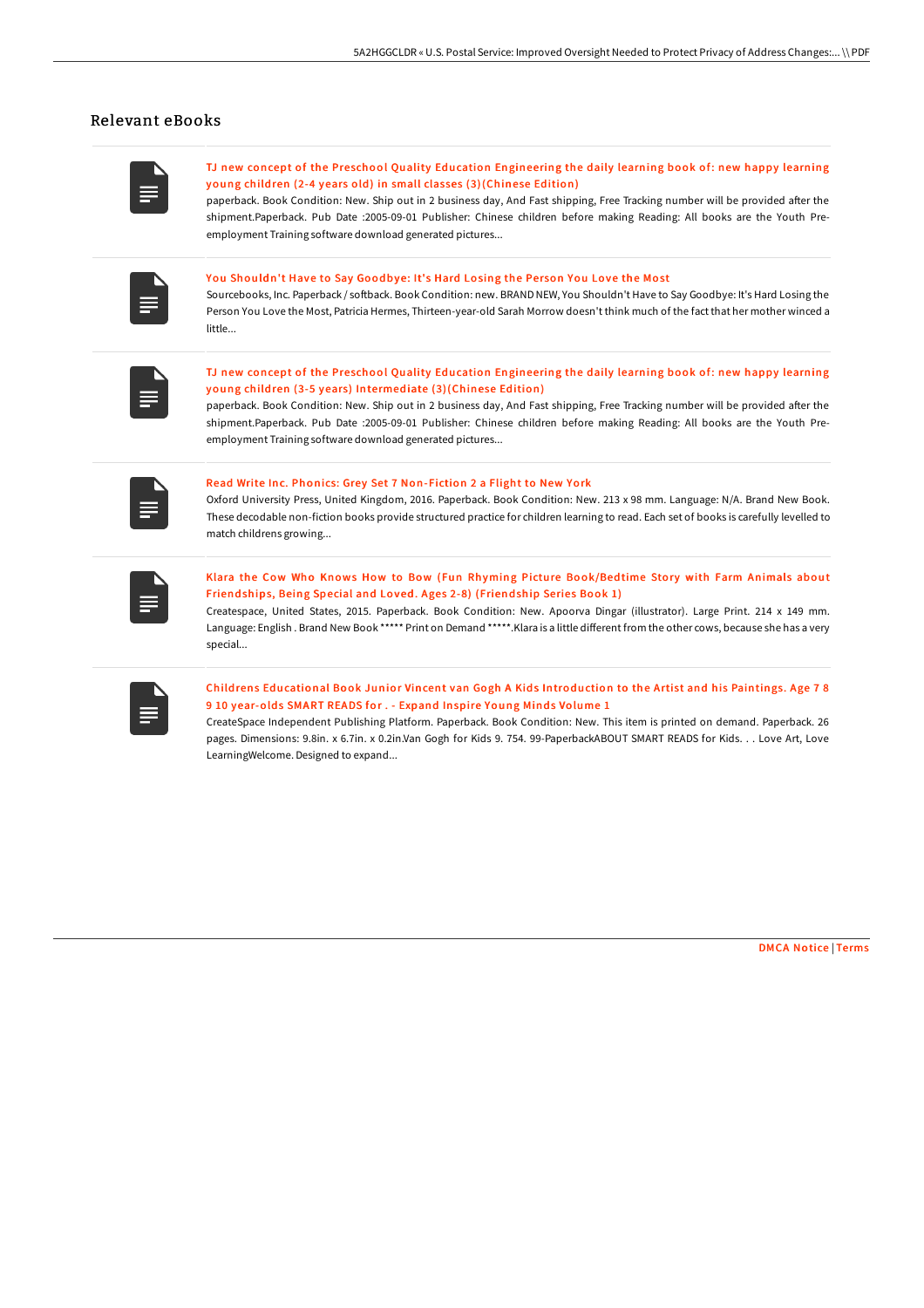## Relevant eBooks

**TJ new concept of the Preschool Quality Education Engineering the daily learning book of: new happy learning young children (2-4 years old) in small classes (3)(Chinese Edition)**

paperback. Book Condition: New. Ship out in 2 business day, And Fast shipping, Free Tracking number will be provided after the shipment.Paperback. Pub Date :2005-09-01 Publisher: Chinese children before making Reading: All books are the Youth Pre-employment Training software download generated pictures...

**You Shouldn't Have to Say Goodbye: It's Hard Losing the Person You Love the Most**

Sourcebooks, Inc. Paperback / softback. Book Condition: new. BRAND NEW, You Shouldn't Have to Say Goodbye: It's Hard Losing the Person You Love the Most, Patricia Hermes, Thirteen-year-old Sarah Morrow doesn't think much of the fact that her mother winced a little...

**TJ new concept of the Preschool Quality Education Engineering the daily learning book of: new happy learning young children (3-5 years) Intermediate (3)(Chinese Edition)**

paperback. Book Condition: New. Ship out in 2 business day, And Fast shipping, Free Tracking number will be provided after the shipment.Paperback. Pub Date :2005-09-01 Publisher: Chinese children before making Reading: All books are the Youth Pre-employment Training software download generated pictures...

**Read Write Inc. Phonics: Grey Set 7 Non-Fiction 2 a Flight to New York**

Oxford University Press, United Kingdom, 2016. Paperback. Book Condition: New. 213 x 98 mm. Language: N/A. Brand New Book. These decodable non-fiction books provide structured practice for children learning to read. Each set of books is carefully levelled to match childrens growing...

**Klara the Cow Who Knows How to Bow (Fun Rhyming Picture Book/Bedtime Story with Farm Animals about Friendships, Being Special and Loved. Ages 2-8) (Friendship Series Book 1)**

Createspace, United States, 2015. Paperback. Book Condition: New. Apoorva Dingar (illustrator). Large Print. 214 x 149 mm. Language: English . Brand New Book ***** Print on Demand *****.Klara is a little different from the other cows, because she has a very special...

**Childrens Educational Book Junior Vincent van Gogh A Kids Introduction to the Artist and his Paintings. Age 7 8 9 10 year-olds SMART READS for . - Expand Inspire Young Minds Volume 1**

CreateSpace Independent Publishing Platform. Paperback. Book Condition: New. This item is printed on demand. Paperback. 26 pages. Dimensions: 9.8in. x 6.7in. x 0.2in.Van Gogh for Kids 9. 754. 99-PaperbackABOUT SMART READS for Kids. . . Love Art, Love LearningWelcome. Designed to expand...

DMCA Notice | Terms